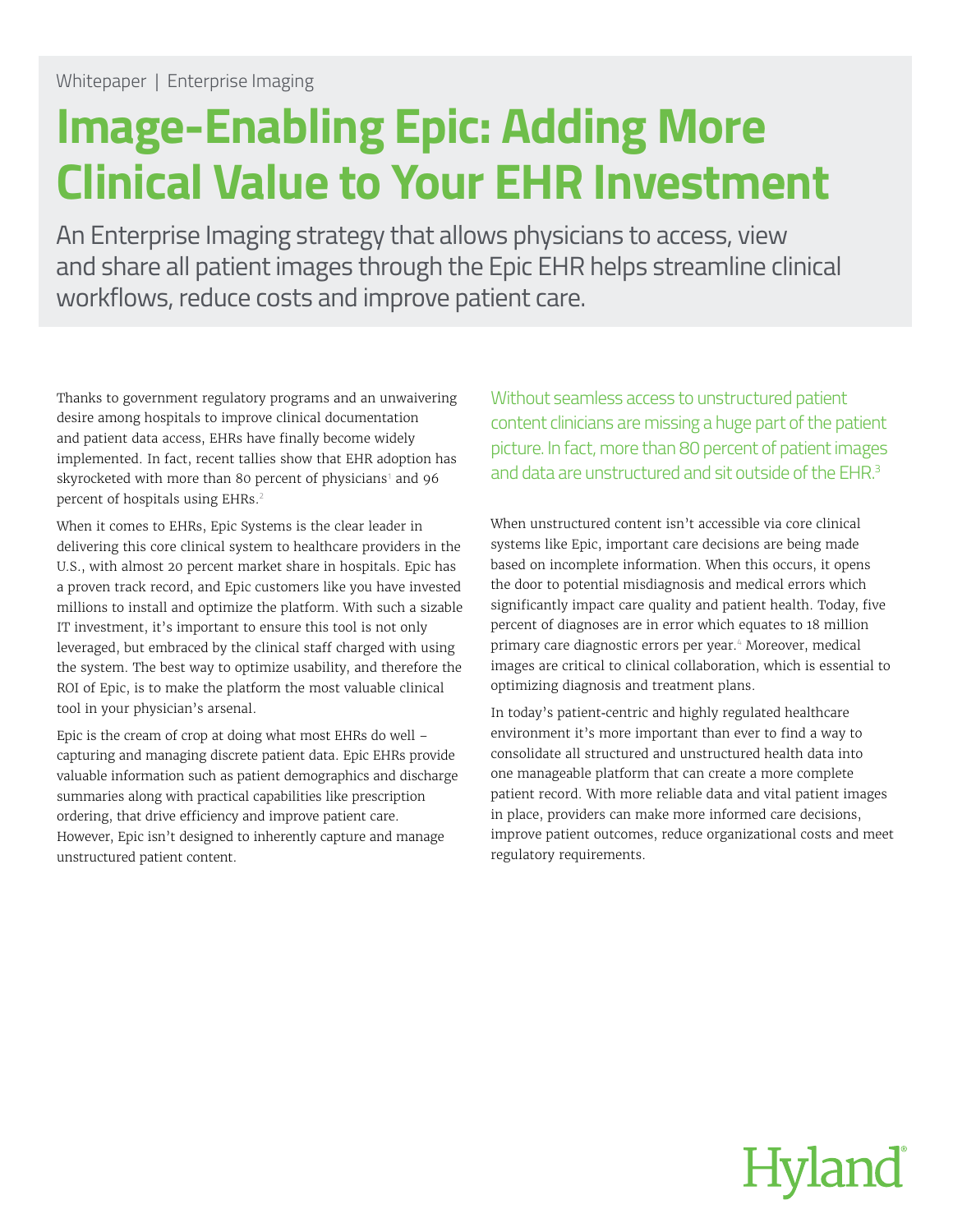Whitepaper | Enterprise Imaging

# Image-Enabling Epic: Adding More Clinical Value to Your EHR Investment

An Enterprise Imaging strategy that allows physicians to access, view and share all patient images through the Epic EHR helps streamline clinical workflows, reduce costs and improve patient care.

Thanks to government regulatory programs and an unwaivering desire among hospitals to improve clinical documentation and patient data access, EHRs have finally become widely implemented. In fact, recent tallies show that EHR adoption has skyrocketed with more than 80 percent of physicians[1] and 96 percent of hospitals using EHRs.[2]

When it comes to EHRs, Epic Systems is the clear leader in delivering this core clinical system to healthcare providers in the U.S., with almost 20 percent market share in hospitals. Epic has a proven track record, and Epic customers like you have invested millions to install and optimize the platform. With such a sizable IT investment, it's important to ensure this tool is not only leveraged, but embraced by the clinical staff charged with using the system. The best way to optimize usability, and therefore the ROI of Epic, is to make the platform the most valuable clinical tool in your physician's arsenal.

Epic is the cream of crop at doing what most EHRs do well – capturing and managing discrete patient data. Epic EHRs provide valuable information such as patient demographics and discharge summaries along with practical capabilities like prescription ordering, that drive efficiency and improve patient care. However, Epic isn't designed to inherently capture and manage unstructured patient content.

Without seamless access to unstructured patient content clinicians are missing a huge part of the patient picture. In fact, more than 80 percent of patient images and data are unstructured and sit outside of the EHR.[3]

When unstructured content isn't accessible via core clinical systems like Epic, important care decisions are being made based on incomplete information. When this occurs, it opens the door to potential misdiagnosis and medical errors which significantly impact care quality and patient health. Today, five percent of diagnoses are in error which equates to 18 million primary care diagnostic errors per year.[4] Moreover, medical images are critical to clinical collaboration, which is essential to optimizing diagnosis and treatment plans.

In today's patient-centric and highly regulated healthcare environment it's more important than ever to find a way to consolidate all structured and unstructured health data into one manageable platform that can create a more complete patient record. With more reliable data and vital patient images in place, providers can make more informed care decisions, improve patient outcomes, reduce organizational costs and meet regulatory requirements.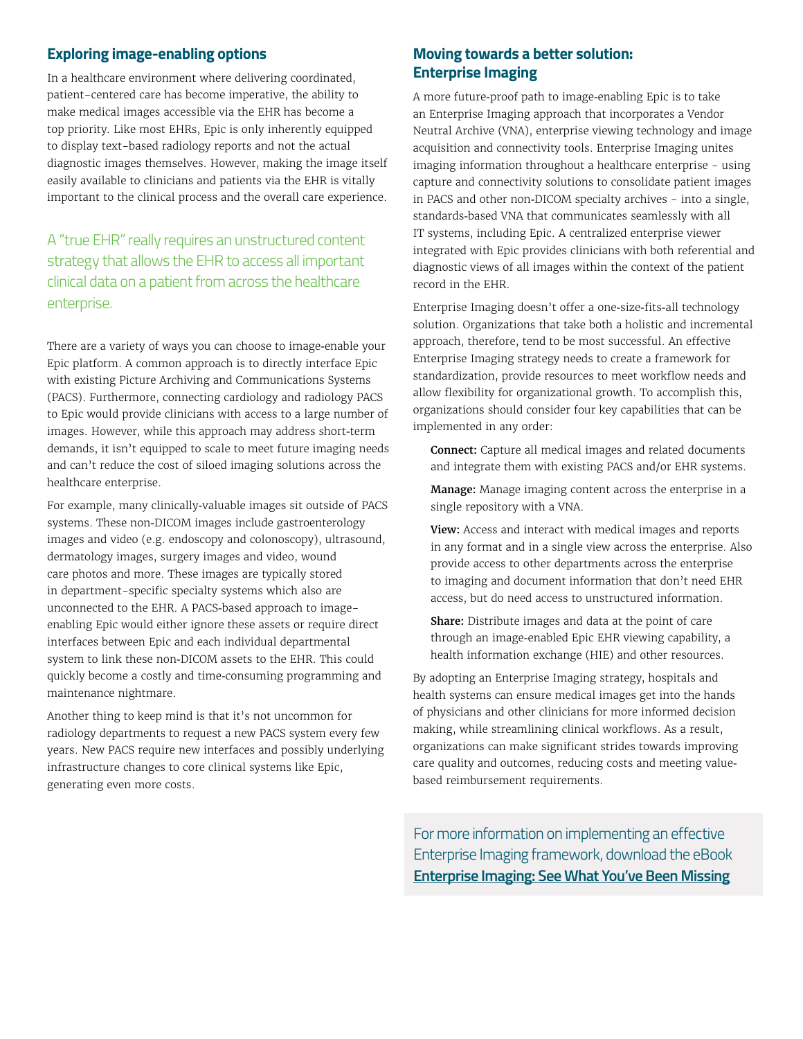## Exploring image-enabling options

In a healthcare environment where delivering coordinated, patient-centered care has become imperative, the ability to make medical images accessible via the EHR has become a top priority. Like most EHRs, Epic is only inherently equipped to display text-based radiology reports and not the actual diagnostic images themselves. However, making the image itself easily available to clinicians and patients via the EHR is vitally important to the clinical process and the overall care experience.

> A "true EHR" really requires an unstructured content strategy that allows the EHR to access all important clinical data on a patient from across the healthcare enterprise.

There are a variety of ways you can choose to image-enable your Epic platform. A common approach is to directly interface Epic with existing Picture Archiving and Communications Systems (PACS). Furthermore, connecting cardiology and radiology PACS to Epic would provide clinicians with access to a large number of images. However, while this approach may address short-term demands, it isn't equipped to scale to meet future imaging needs and can't reduce the cost of siloed imaging solutions across the healthcare enterprise.

For example, many clinically-valuable images sit outside of PACS systems. These non-DICOM images include gastroenterology images and video (e.g. endoscopy and colonoscopy), ultrasound, dermatology images, surgery images and video, wound care photos and more. These images are typically stored in department-specific specialty systems which also are unconnected to the EHR. A PACS-based approach to image-enabling Epic would either ignore these assets or require direct interfaces between Epic and each individual departmental system to link these non-DICOM assets to the EHR. This could quickly become a costly and time-consuming programming and maintenance nightmare.

Another thing to keep mind is that it's not uncommon for radiology departments to request a new PACS system every few years. New PACS require new interfaces and possibly underlying infrastructure changes to core clinical systems like Epic, generating even more costs.

## Moving towards a better solution: Enterprise Imaging

A more future-proof path to image-enabling Epic is to take an Enterprise Imaging approach that incorporates a Vendor Neutral Archive (VNA), enterprise viewing technology and image acquisition and connectivity tools. Enterprise Imaging unites imaging information throughout a healthcare enterprise – using capture and connectivity solutions to consolidate patient images in PACS and other non-DICOM specialty archives – into a single, standards-based VNA that communicates seamlessly with all IT systems, including Epic. A centralized enterprise viewer integrated with Epic provides clinicians with both referential and diagnostic views of all images within the context of the patient record in the EHR.

Enterprise Imaging doesn't offer a one-size-fits-all technology solution. Organizations that take both a holistic and incremental approach, therefore, tend to be most successful. An effective Enterprise Imaging strategy needs to create a framework for standardization, provide resources to meet workflow needs and allow flexibility for organizational growth. To accomplish this, organizations should consider four key capabilities that can be implemented in any order:

**Connect:** Capture all medical images and related documents and integrate them with existing PACS and/or EHR systems.

**Manage:** Manage imaging content across the enterprise in a single repository with a VNA.

**View:** Access and interact with medical images and reports in any format and in a single view across the enterprise. Also provide access to other departments across the enterprise to imaging and document information that don't need EHR access, but do need access to unstructured information.

**Share:** Distribute images and data at the point of care through an image-enabled Epic EHR viewing capability, a health information exchange (HIE) and other resources.

By adopting an Enterprise Imaging strategy, hospitals and health systems can ensure medical images get into the hands of physicians and other clinicians for more informed decision making, while streamlining clinical workflows. As a result, organizations can make significant strides towards improving care quality and outcomes, reducing costs and meeting value-based reimbursement requirements.

For more information on implementing an effective Enterprise Imaging framework, download the eBook **Enterprise Imaging: See What You've Been Missing**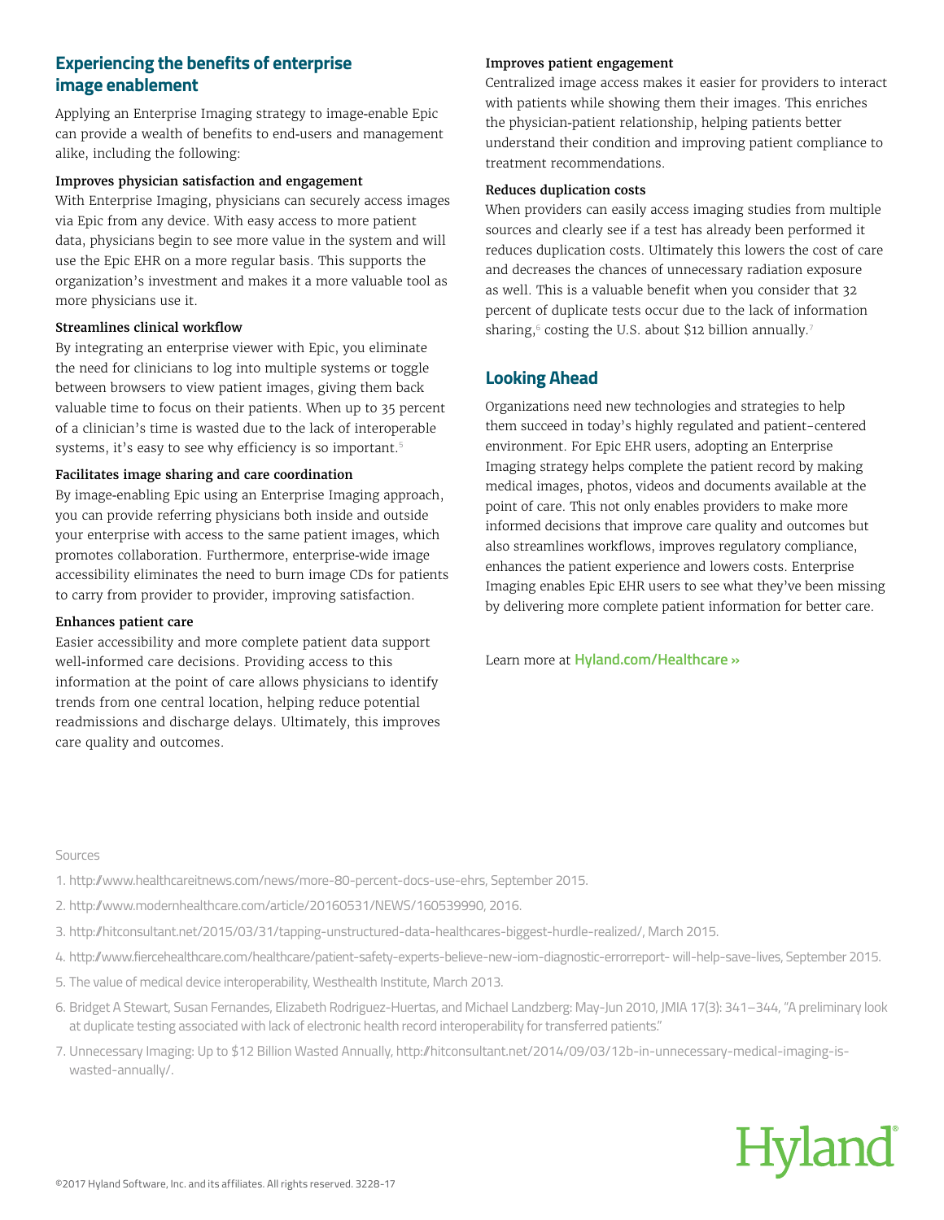## Experiencing the benefits of enterprise image enablement

Applying an Enterprise Imaging strategy to image-enable Epic can provide a wealth of benefits to end-users and management alike, including the following:

**Improves physician satisfaction and engagement**

With Enterprise Imaging, physicians can securely access images via Epic from any device. With easy access to more patient data, physicians begin to see more value in the system and will use the Epic EHR on a more regular basis. This supports the organization's investment and makes it a more valuable tool as more physicians use it.

**Streamlines clinical workflow**

By integrating an enterprise viewer with Epic, you eliminate the need for clinicians to log into multiple systems or toggle between browsers to view patient images, giving them back valuable time to focus on their patients. When up to 35 percent of a clinician's time is wasted due to the lack of interoperable systems, it's easy to see why efficiency is so important.[5]

**Facilitates image sharing and care coordination**

By image-enabling Epic using an Enterprise Imaging approach, you can provide referring physicians both inside and outside your enterprise with access to the same patient images, which promotes collaboration. Furthermore, enterprise-wide image accessibility eliminates the need to burn image CDs for patients to carry from provider to provider, improving satisfaction.

**Enhances patient care**

Easier accessibility and more complete patient data support well-informed care decisions. Providing access to this information at the point of care allows physicians to identify trends from one central location, helping reduce potential readmissions and discharge delays. Ultimately, this improves care quality and outcomes.

**Improves patient engagement**

Centralized image access makes it easier for providers to interact with patients while showing them their images. This enriches the physician-patient relationship, helping patients better understand their condition and improving patient compliance to treatment recommendations.

**Reduces duplication costs**

When providers can easily access imaging studies from multiple sources and clearly see if a test has already been performed it reduces duplication costs. Ultimately this lowers the cost of care and decreases the chances of unnecessary radiation exposure as well. This is a valuable benefit when you consider that 32 percent of duplicate tests occur due to the lack of information sharing,[6] costing the U.S. about $12 billion annually.[7]

## Looking Ahead

Organizations need new technologies and strategies to help them succeed in today's highly regulated and patient-centered environment. For Epic EHR users, adopting an Enterprise Imaging strategy helps complete the patient record by making medical images, photos, videos and documents available at the point of care. This not only enables providers to make more informed decisions that improve care quality and outcomes but also streamlines workflows, improves regulatory compliance, enhances the patient experience and lowers costs. Enterprise Imaging enables Epic EHR users to see what they've been missing by delivering more complete patient information for better care.

Learn more at **Hyland.com/Healthcare »**

Sources

1. http://www.healthcareitnews.com/news/more-80-percent-docs-use-ehrs, September 2015.
2. http://www.modernhealthcare.com/article/20160531/NEWS/160539990, 2016.
3. http://hitconsultant.net/2015/03/31/tapping-unstructured-data-healthcares-biggest-hurdle-realized/, March 2015.
4. http://www.fiercehealthcare.com/healthcare/patient-safety-experts-believe-new-iom-diagnostic-errorreport- will-help-save-lives, September 2015.
5. The value of medical device interoperability, Westhealth Institute, March 2013.
6. Bridget A Stewart, Susan Fernandes, Elizabeth Rodriguez-Huertas, and Michael Landzberg: May-Jun 2010, JMIA 17(3): 341–344, "A preliminary look at duplicate testing associated with lack of electronic health record interoperability for transferred patients."
7. Unnecessary Imaging: Up to $12 Billion Wasted Annually, http://hitconsultant.net/2014/09/03/12b-in-unnecessary-medical-imaging-is-wasted-annually/.

Hyland®

©2017 Hyland Software, Inc. and its affiliates. All rights reserved. 3228-17